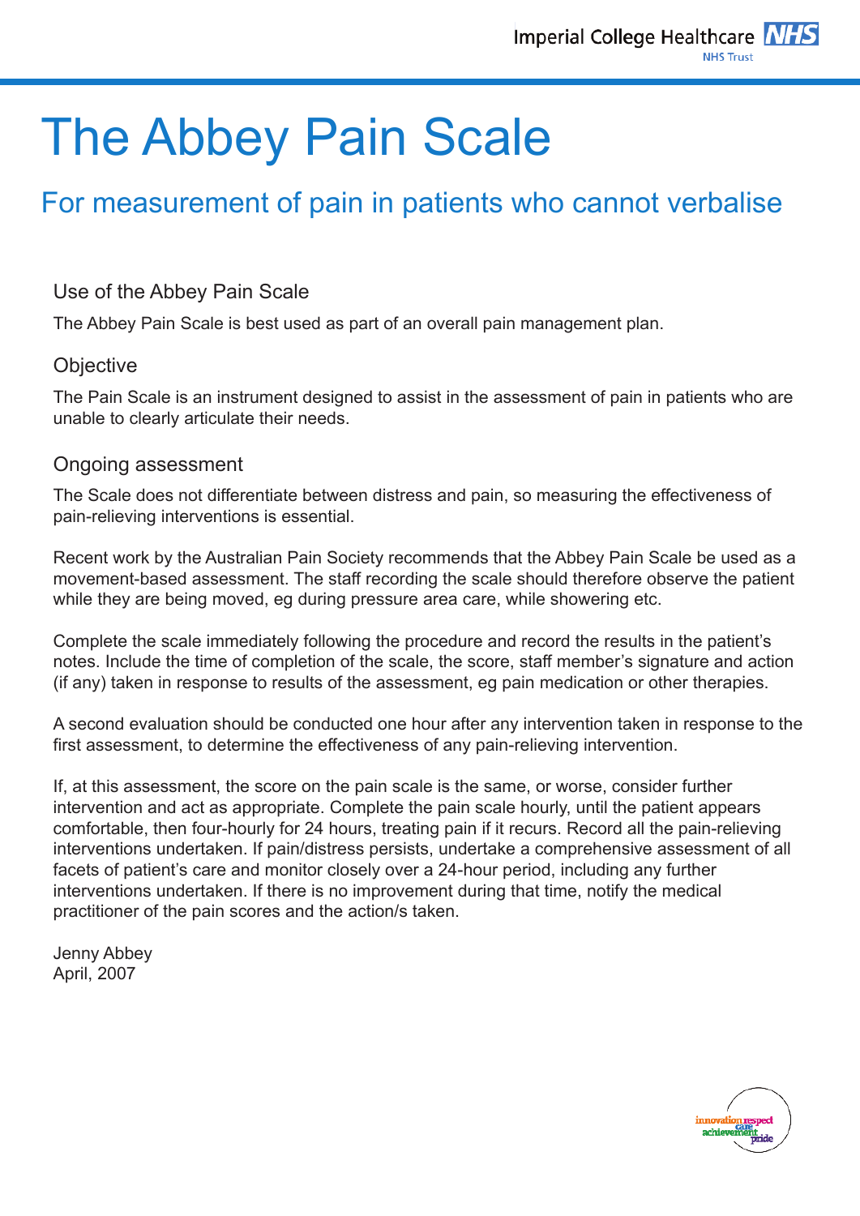# The Abbey Pain Scale

## For measurement of pain in patients who cannot verbalise

### Use of the Abbey Pain Scale

The Abbey Pain Scale is best used as part of an overall pain management plan.

### Objective

The Pain Scale is an instrument designed to assist in the assessment of pain in patients who are unable to clearly articulate their needs.

### Ongoing assessment

The Scale does not differentiate between distress and pain, so measuring the effectiveness of pain-relieving interventions is essential.

Recent work by the Australian Pain Society recommends that the Abbey Pain Scale be used as a movement-based assessment. The staff recording the scale should therefore observe the patient while they are being moved, eg during pressure area care, while showering etc.

Complete the scale immediately following the procedure and record the results in the patient's notes. Include the time of completion of the scale, the score, staff member's signature and action (if any) taken in response to results of the assessment, eg pain medication or other therapies.

A second evaluation should be conducted one hour after any intervention taken in response to the first assessment, to determine the effectiveness of any pain-relieving intervention.

If, at this assessment, the score on the pain scale is the same, or worse, consider further intervention and act as appropriate. Complete the pain scale hourly, until the patient appears comfortable, then four-hourly for 24 hours, treating pain if it recurs. Record all the pain-relieving interventions undertaken. If pain/distress persists, undertake a comprehensive assessment of all facets of patient's care and monitor closely over a 24-hour period, including any further interventions undertaken. If there is no improvement during that time, notify the medical practitioner of the pain scores and the action/s taken.

Jenny Abbey
April, 2007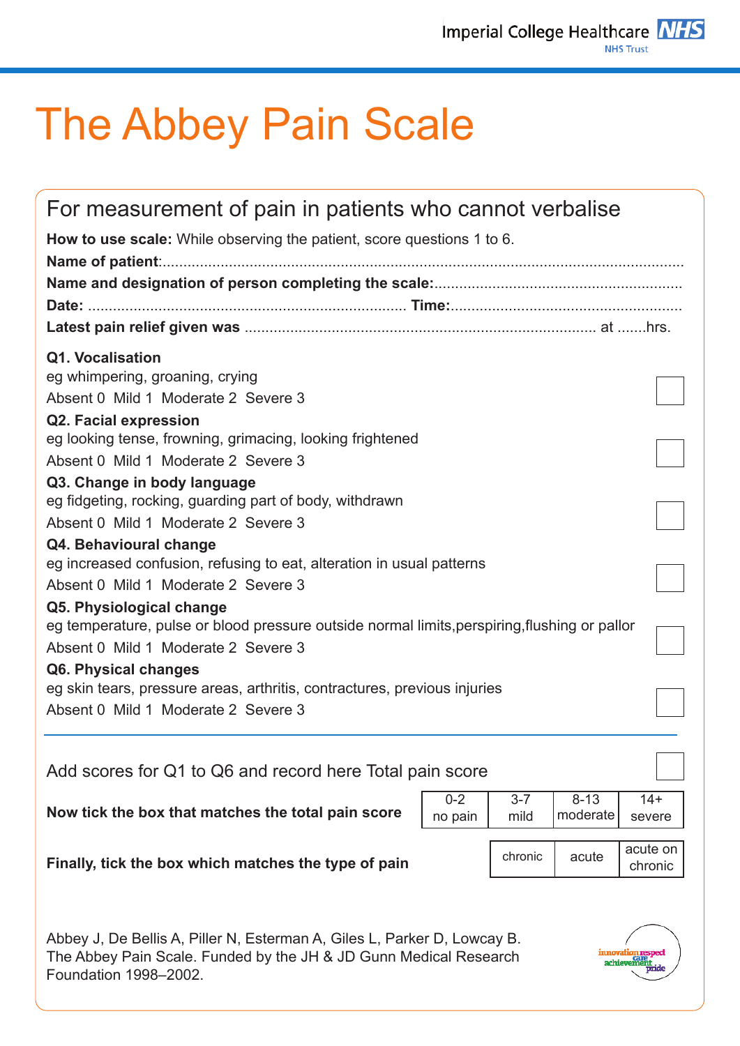Imperial College Healthcare NHS Trust

# The Abbey Pain Scale

## For measurement of pain in patients who cannot verbalise

**How to use scale:** While observing the patient, score questions 1 to 6.

**Name of patient**:.............................................................................................................................

**Name and designation of person completing the scale:**...........................................................

**Date:** ............................................................................. **Time:**.......................................................

**Latest pain relief given was** .................................................................................... at .......hrs.

**Q1. Vocalisation**
eg whimpering, groaning, crying
Absent 0 Mild 1 Moderate 2 Severe 3 ☐

**Q2. Facial expression**
eg looking tense, frowning, grimacing, looking frightened
Absent 0 Mild 1 Moderate 2 Severe 3 ☐

**Q3. Change in body language**
eg fidgeting, rocking, guarding part of body, withdrawn
Absent 0 Mild 1 Moderate 2 Severe 3 ☐

**Q4. Behavioural change**
eg increased confusion, refusing to eat, alteration in usual patterns
Absent 0 Mild 1 Moderate 2 Severe 3 ☐

**Q5. Physiological change**
eg temperature, pulse or blood pressure outside normal limits,perspiring,flushing or pallor
Absent 0 Mild 1 Moderate 2 Severe 3 ☐

**Q6. Physical changes**
eg skin tears, pressure areas, arthritis, contractures, previous injuries
Absent 0 Mild 1 Moderate 2 Severe 3 ☐

---

Add scores for Q1 to Q6 and record here Total pain score ☐

**Now tick the box that matches the total pain score**

| 0-2 no pain | 3-7 mild | 8-13 moderate | 14+ severe |
|---|---|---|---|
| | | | |

**Finally, tick the box which matches the type of pain**

| chronic | acute | acute on chronic |
|---|---|---|
| | | |

Abbey J, De Bellis A, Piller N, Esterman A, Giles L, Parker D, Lowcay B.
The Abbey Pain Scale. Funded by the JH & JD Gunn Medical Research Foundation 1998–2002.

innovation respect care achievement pride